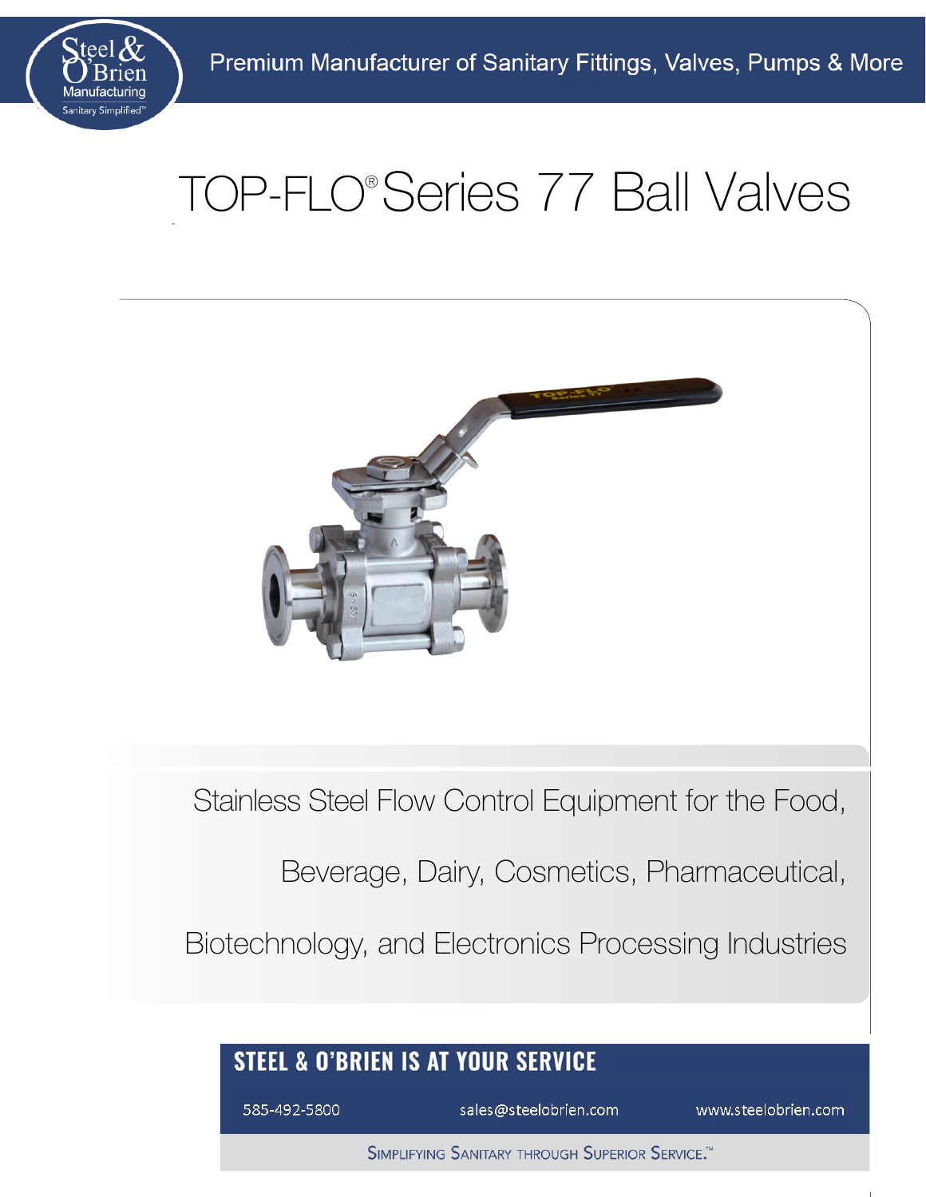Steel & O'Brien Manufacturing
Sanitary Simplified™

Premium Manufacturer of Sanitary Fittings, Valves, Pumps & More

# TOP-FLO® Series 77 Ball Valves

Stainless Steel Flow Control Equipment for the Food, Beverage, Dairy, Cosmetics, Pharmaceutical, Biotechnology, and Electronics Processing Industries

## STEEL & O'BRIEN IS AT YOUR SERVICE

585-492-5800 | sales@steelobrien.com | www.steelobrien.com

SIMPLIFYING SANITARY THROUGH SUPERIOR SERVICE.™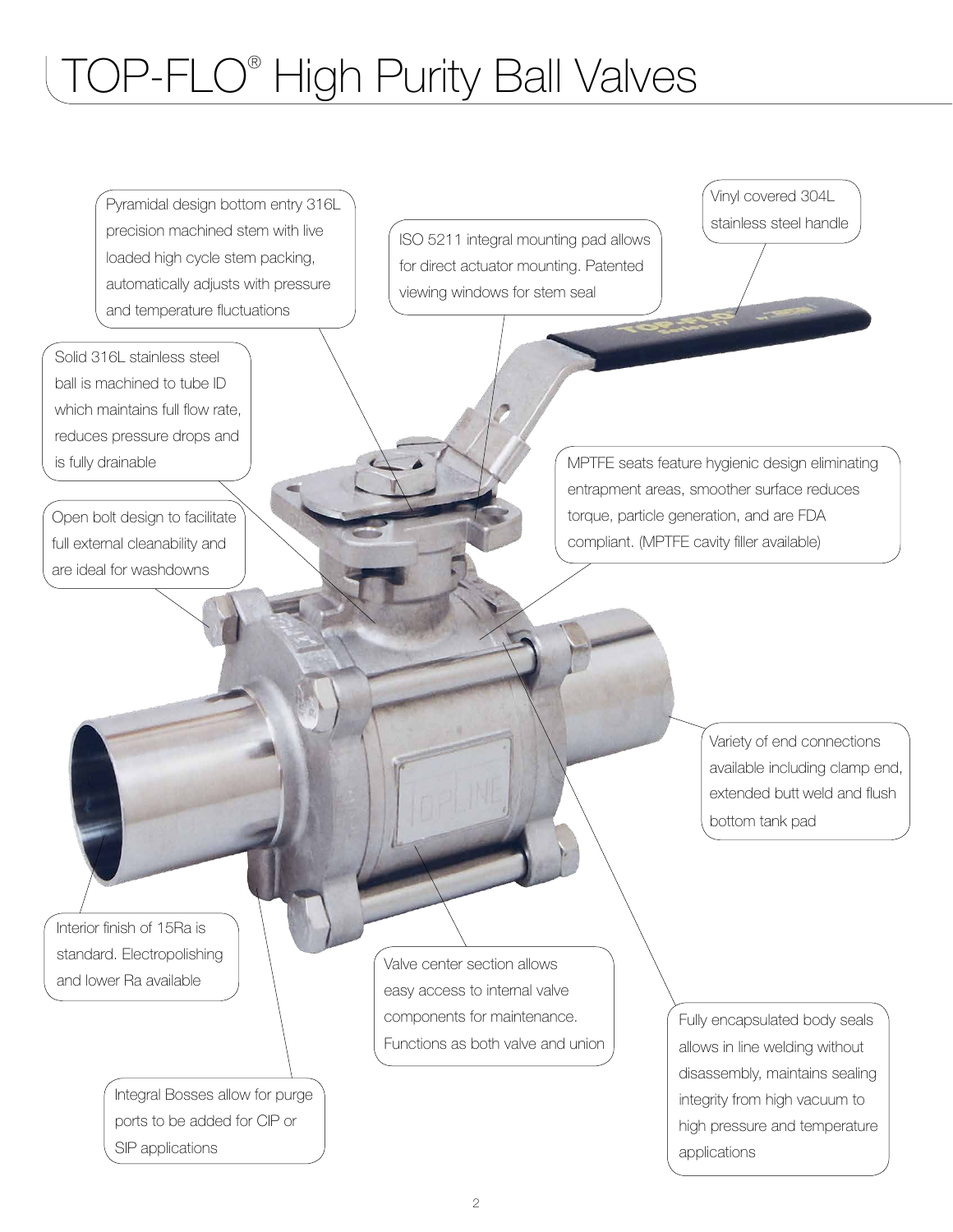# TOP-FLO® High Purity Ball Valves

Pyramidal design bottom entry 316L precision machined stem with live loaded high cycle stem packing, automatically adjusts with pressure and temperature fluctuations

ISO 5211 integral mounting pad allows for direct actuator mounting. Patented viewing windows for stem seal

Vinyl covered 304L stainless steel handle

Solid 316L stainless steel ball is machined to tube ID which maintains full flow rate, reduces pressure drops and is fully drainable

MPTFE seats feature hygienic design eliminating entrapment areas, smoother surface reduces torque, particle generation, and are FDA compliant. (MPTFE cavity filler available)

Open bolt design to facilitate full external cleanability and are ideal for washdowns

Variety of end connections available including clamp end, extended butt weld and flush bottom tank pad

Interior finish of 15Ra is standard. Electropolishing and lower Ra available

Valve center section allows easy access to internal valve components for maintenance. Functions as both valve and union

Fully encapsulated body seals allows in line welding without disassembly, maintains sealing integrity from high vacuum to high pressure and temperature applications

Integral Bosses allow for purge ports to be added for CIP or SIP applications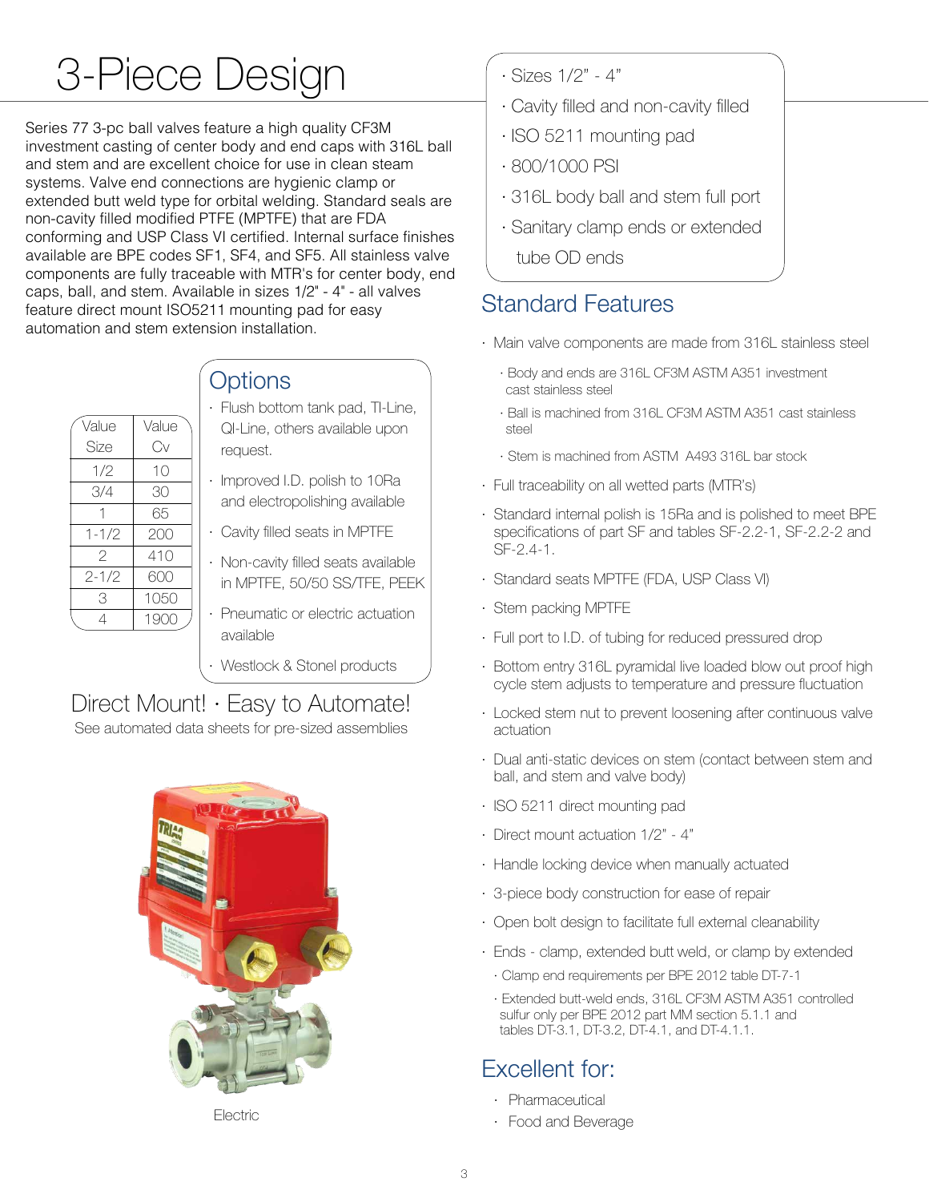# 3-Piece Design

Series 77 3-pc ball valves feature a high quality CF3M investment casting of center body and end caps with 316L ball and stem and are excellent choice for use in clean steam systems. Valve end connections are hygienic clamp or extended butt weld type for orbital welding. Standard seals are non-cavity filled modified PTFE (MPTFE) that are FDA conforming and USP Class VI certified. Internal surface finishes available are BPE codes SF1, SF4, and SF5. All stainless valve components are fully traceable with MTR's for center body, end caps, ball, and stem. Available in sizes 1/2" - 4" - all valves feature direct mount ISO5211 mounting pad for easy automation and stem extension installation.

- Sizes 1/2" - 4"
- Cavity filled and non-cavity filled
- ISO 5211 mounting pad
- 800/1000 PSI
- 316L body ball and stem full port
- Sanitary clamp ends or extended tube OD ends

| Value Size | Value Cv |
|---|---|
| 1/2 | 10 |
| 3/4 | 30 |
| 1 | 65 |
| 1-1/2 | 200 |
| 2 | 410 |
| 2-1/2 | 600 |
| 3 | 1050 |
| 4 | 1900 |

## Options

- Flush bottom tank pad, TI-Line, QI-Line, others available upon request.
- Improved I.D. polish to 10Ra and electropolishing available
- Cavity filled seats in MPTFE
- Non-cavity filled seats available in MPTFE, 50/50 SS/TFE, PEEK
- Pneumatic or electric actuation available
- Westlock & Stonel products

## Direct Mount! · Easy to Automate!

See automated data sheets for pre-sized assemblies

Electric

## Standard Features

- Main valve components are made from 316L stainless steel
  - Body and ends are 316L CF3M ASTM A351 investment cast stainless steel
  - Ball is machined from 316L CF3M ASTM A351 cast stainless steel
  - Stem is machined from ASTM A493 316L bar stock
- Full traceability on all wetted parts (MTR's)
- Standard internal polish is 15Ra and is polished to meet BPE specifications of part SF and tables SF-2.2-1, SF-2.2-2 and SF-2.4-1.
- Standard seats MPTFE (FDA, USP Class VI)
- Stem packing MPTFE
- Full port to I.D. of tubing for reduced pressured drop
- Bottom entry 316L pyramidal live loaded blow out proof high cycle stem adjusts to temperature and pressure fluctuation
- Locked stem nut to prevent loosening after continuous valve actuation
- Dual anti-static devices on stem (contact between stem and ball, and stem and valve body)
- ISO 5211 direct mounting pad
- Direct mount actuation 1/2" - 4"
- Handle locking device when manually actuated
- 3-piece body construction for ease of repair
- Open bolt design to facilitate full external cleanability
- Ends - clamp, extended butt weld, or clamp by extended
  - Clamp end requirements per BPE 2012 table DT-7-1
  - Extended butt-weld ends, 316L CF3M ASTM A351 controlled sulfur only per BPE 2012 part MM section 5.1.1 and tables DT-3.1, DT-3.2, DT-4.1, and DT-4.1.1.

## Excellent for:

- Pharmaceutical
- Food and Beverage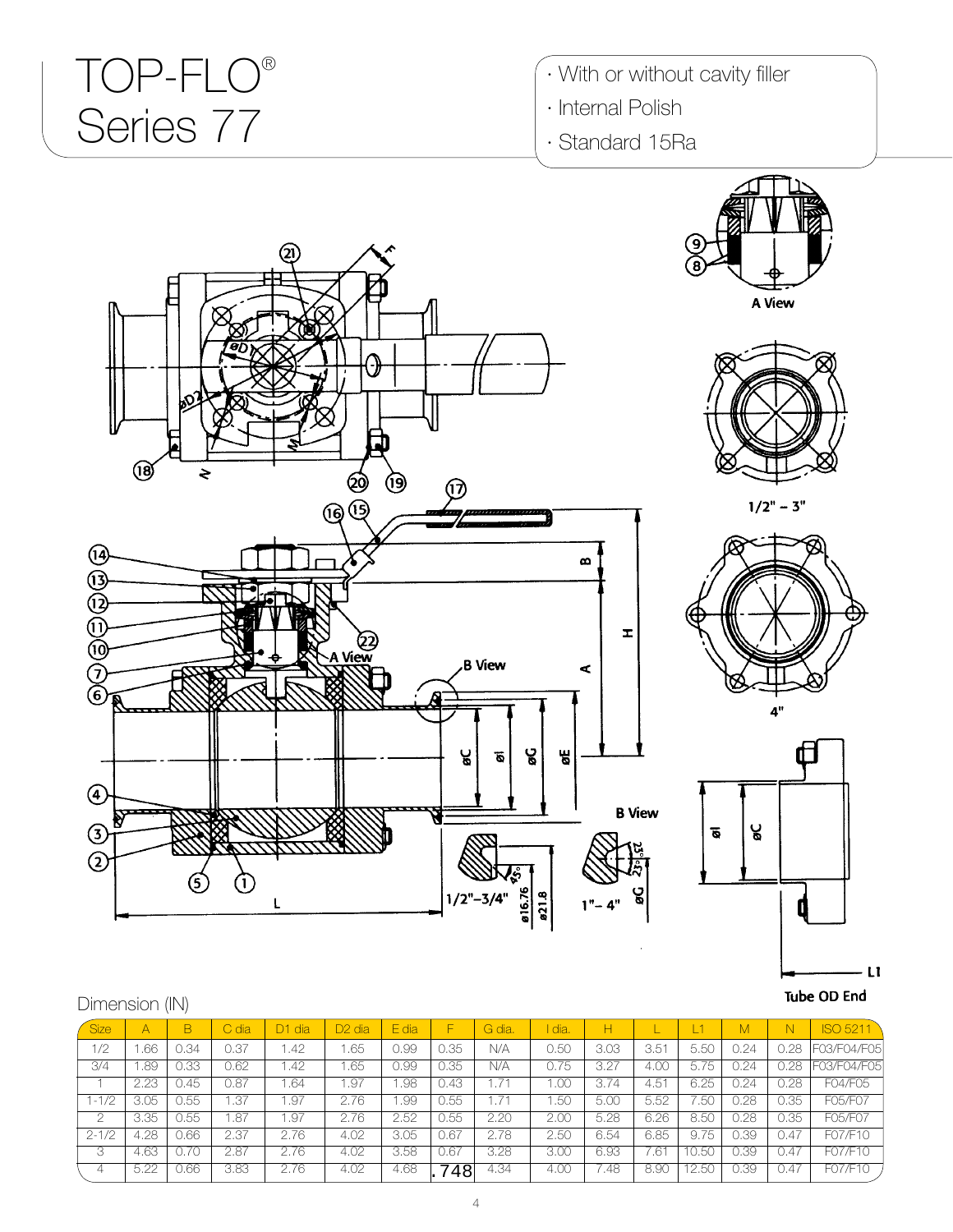# TOP-FLO® Series 77

- With or without cavity filler
- Internal Polish
- Standard 15Ra

A View

1/2" – 3"

4"

B View

1/2"–3/4"

1"– 4"

Tube OD End

Dimension (IN)

| Size | A | B | C dia | D1 dia | D2 dia | E dia | F | G dia. | I dia. | H | L | L1 | M | N | ISO 5211 |
|---|---|---|---|---|---|---|---|---|---|---|---|---|---|---|---|
| 1/2 | 1.66 | 0.34 | 0.37 | 1.42 | 1.65 | 0.99 | 0.35 | N/A | 0.50 | 3.03 | 3.51 | 5.50 | 0.24 | 0.28 | F03/F04/F05 |
| 3/4 | 1.89 | 0.33 | 0.62 | 1.42 | 1.65 | 0.99 | 0.35 | N/A | 0.75 | 3.27 | 4.00 | 5.75 | 0.24 | 0.28 | F03/F04/F05 |
| 1 | 2.23 | 0.45 | 0.87 | 1.64 | 1.97 | 1.98 | 0.43 | 1.71 | 1.00 | 3.74 | 4.51 | 6.25 | 0.24 | 0.28 | F04/F05 |
| 1-1/2 | 3.05 | 0.55 | 1.37 | 1.97 | 2.76 | 1.99 | 0.55 | 1.71 | 1.50 | 5.00 | 5.52 | 7.50 | 0.28 | 0.35 | F05/F07 |
| 2 | 3.35 | 0.55 | 1.87 | 1.97 | 2.76 | 2.52 | 0.55 | 2.20 | 2.00 | 5.28 | 6.26 | 8.50 | 0.28 | 0.35 | F05/F07 |
| 2-1/2 | 4.28 | 0.66 | 2.37 | 2.76 | 4.02 | 3.05 | 0.67 | 2.78 | 2.50 | 6.54 | 6.85 | 9.75 | 0.39 | 0.47 | F07/F10 |
| 3 | 4.63 | 0.70 | 2.87 | 2.76 | 4.02 | 3.58 | 0.67 | 3.28 | 3.00 | 6.93 | 7.61 | 10.50 | 0.39 | 0.47 | F07/F10 |
| 4 | 5.22 | 0.66 | 3.83 | 2.76 | 4.02 | 4.68 | .748 | 4.34 | 4.00 | 7.48 | 8.90 | 12.50 | 0.39 | 0.47 | F07/F10 |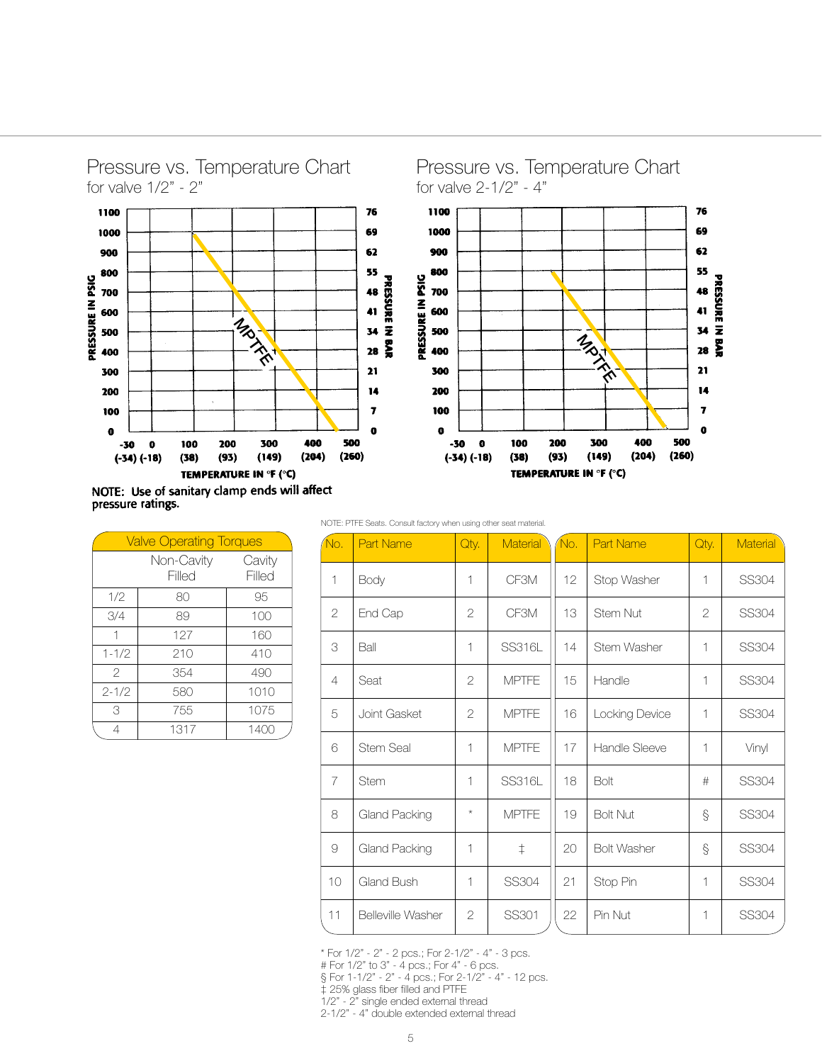## Pressure vs. Temperature Chart
for valve 1/2" - 2"

PRESSURE IN PSIG: 0, 100, 200, 300, 400, 500, 600, 700, 800, 900, 1000, 1100

PRESSURE IN BAR: 0, 7, 14, 21, 28, 34, 41, 48, 55, 62, 69, 76

TEMPERATURE IN °F (°C): -30 (-34), 0 (-18), 100 (38), 200 (93), 300 (149), 400 (204), 500 (260)

MPTFE

NOTE: Use of sanitary clamp ends will affect pressure ratings.

## Pressure vs. Temperature Chart
for valve 2-1/2" - 4"

PRESSURE IN PSIG: 0, 100, 200, 300, 400, 500, 600, 700, 800, 900, 1000, 1100

PRESSURE IN BAR: 0, 7, 14, 21, 28, 34, 41, 48, 55, 62, 69, 76

TEMPERATURE IN °F (°C): -30 (-34), 0 (-18), 100 (38), 200 (93), 300 (149), 400 (204), 500 (260)

MPTFE

| Valve Operating Torques | | |
|---|---|---|
| | Non-Cavity Filled | Cavity Filled |
| 1/2 | 80 | 95 |
| 3/4 | 89 | 100 |
| 1 | 127 | 160 |
| 1-1/2 | 210 | 410 |
| 2 | 354 | 490 |
| 2-1/2 | 580 | 1010 |
| 3 | 755 | 1075 |
| 4 | 1317 | 1400 |

NOTE: PTFE Seats. Consult factory when using other seat material.

| No. | Part Name | Qty. | Material | No. | Part Name | Qty. | Material |
|---|---|---|---|---|---|---|---|
| 1 | Body | 1 | CF3M | 12 | Stop Washer | 1 | SS304 |
| 2 | End Cap | 2 | CF3M | 13 | Stem Nut | 2 | SS304 |
| 3 | Ball | 1 | SS316L | 14 | Stem Washer | 1 | SS304 |
| 4 | Seat | 2 | MPTFE | 15 | Handle | 1 | SS304 |
| 5 | Joint Gasket | 2 | MPTFE | 16 | Locking Device | 1 | SS304 |
| 6 | Stem Seal | 1 | MPTFE | 17 | Handle Sleeve | 1 | Vinyl |
| 7 | Stem | 1 | SS316L | 18 | Bolt | # | SS304 |
| 8 | Gland Packing | * | MPTFE | 19 | Bolt Nut | § | SS304 |
| 9 | Gland Packing | 1 | ‡ | 20 | Bolt Washer | § | SS304 |
| 10 | Gland Bush | 1 | SS304 | 21 | Stop Pin | 1 | SS304 |
| 11 | Belleville Washer | 2 | SS301 | 22 | Pin Nut | 1 | SS304 |

* For 1/2" - 2" - 2 pcs.; For 2-1/2" - 4" - 3 pcs.
# For 1/2" to 3" - 4 pcs.; For 4" - 6 pcs.
§ For 1-1/2" - 2" - 4 pcs.; For 2-1/2" - 4" - 12 pcs.
‡ 25% glass fiber filled and PTFE
1/2" - 2" single ended external thread
2-1/2" - 4" double extended external thread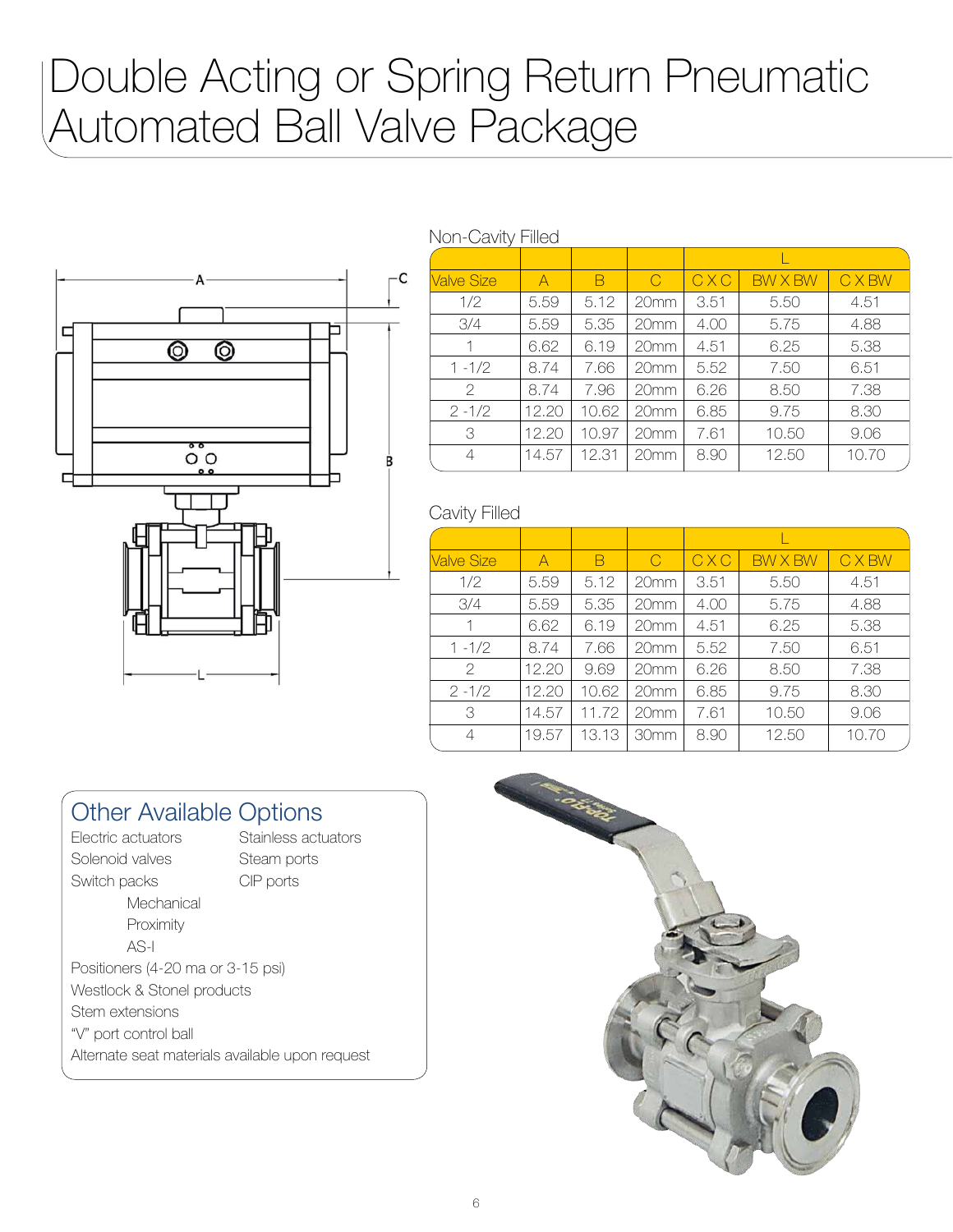# Double Acting or Spring Return Pneumatic Automated Ball Valve Package

Non-Cavity Filled

| | | | | L | | |
|---|---|---|---|---|---|---|
| Valve Size | A | B | C | C X C | BW X BW | C X BW |
| 1/2 | 5.59 | 5.12 | 20mm | 3.51 | 5.50 | 4.51 |
| 3/4 | 5.59 | 5.35 | 20mm | 4.00 | 5.75 | 4.88 |
| 1 | 6.62 | 6.19 | 20mm | 4.51 | 6.25 | 5.38 |
| 1 -1/2 | 8.74 | 7.66 | 20mm | 5.52 | 7.50 | 6.51 |
| 2 | 8.74 | 7.96 | 20mm | 6.26 | 8.50 | 7.38 |
| 2 -1/2 | 12.20 | 10.62 | 20mm | 6.85 | 9.75 | 8.30 |
| 3 | 12.20 | 10.97 | 20mm | 7.61 | 10.50 | 9.06 |
| 4 | 14.57 | 12.31 | 20mm | 8.90 | 12.50 | 10.70 |

Cavity Filled

| | | | | L | | |
|---|---|---|---|---|---|---|
| Valve Size | A | B | C | C X C | BW X BW | C X BW |
| 1/2 | 5.59 | 5.12 | 20mm | 3.51 | 5.50 | 4.51 |
| 3/4 | 5.59 | 5.35 | 20mm | 4.00 | 5.75 | 4.88 |
| 1 | 6.62 | 6.19 | 20mm | 4.51 | 6.25 | 5.38 |
| 1 -1/2 | 8.74 | 7.66 | 20mm | 5.52 | 7.50 | 6.51 |
| 2 | 12.20 | 9.69 | 20mm | 6.26 | 8.50 | 7.38 |
| 2 -1/2 | 12.20 | 10.62 | 20mm | 6.85 | 9.75 | 8.30 |
| 3 | 14.57 | 11.72 | 20mm | 7.61 | 10.50 | 9.06 |
| 4 | 19.57 | 13.13 | 30mm | 8.90 | 12.50 | 10.70 |

## Other Available Options

- Electric actuators
- Solenoid valves
- Switch packs
  - Mechanical
  - Proximity
  - AS-I
- Stainless actuators
- Steam ports
- CIP ports
- Positioners (4-20 ma or 3-15 psi)
- Westlock & Stonel products
- Stem extensions
- "V" port control ball
- Alternate seat materials available upon request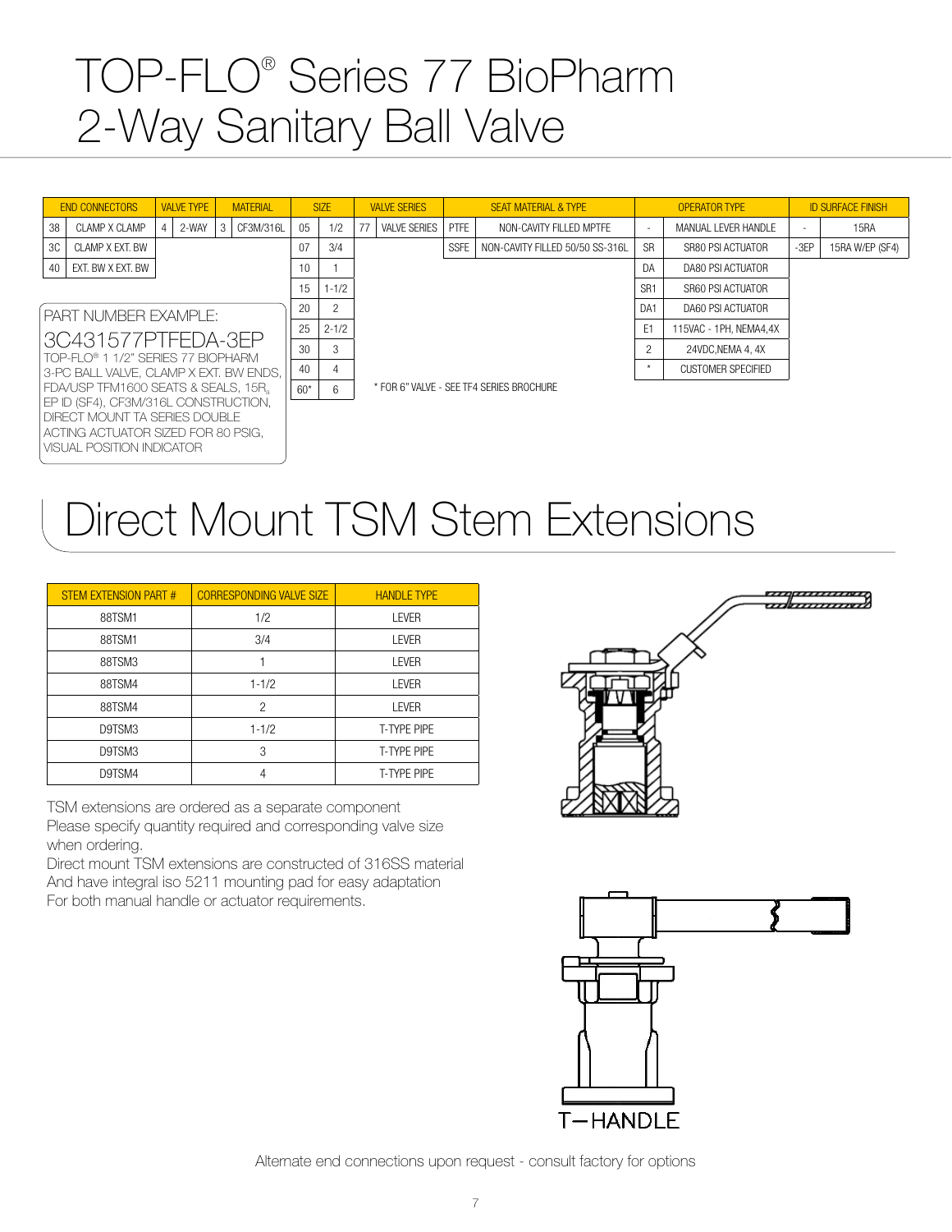# TOP-FLO® Series 77 BioPharm 2-Way Sanitary Ball Valve

| END CONNECTORS | | VALVE TYPE | | MATERIAL | | SIZE | | VALVE SERIES | | SEAT MATERIAL & TYPE | | OPERATOR TYPE | | ID SURFACE FINISH | |
|---|---|---|---|---|---|---|---|---|---|---|---|---|---|---|---|
| 38 | CLAMP X CLAMP | 4 | 2-WAY | 3 | CF3M/316L | 05 | 1/2 | 77 | VALVE SERIES | PTFE | NON-CAVITY FILLED MPTFE | - | MANUAL LEVER HANDLE | - | 15RA |
| 3C | CLAMP X EXT. BW | | | | | 07 | 3/4 | | | SSFE | NON-CAVITY FILLED 50/50 SS-316L | SR | SR80 PSI ACTUATOR | -3EP | 15RA W/EP (SF4) |
| 40 | EXT. BW X EXT. BW | | | | | 10 | 1 | | | | | DA | DA80 PSI ACTUATOR | | |
| | | | | | | 15 | 1-1/2 | | | | | SR1 | SR60 PSI ACTUATOR | | |
| | | | | | | 20 | 2 | | | | | DA1 | DA60 PSI ACTUATOR | | |
| | | | | | | 25 | 2-1/2 | | | | | E1 | 115VAC - 1PH, NEMA4,4X | | |
| | | | | | | 30 | 3 | | | | | 2 | 24VDC,NEMA 4, 4X | | |
| | | | | | | 40 | 4 | | | | | * | CUSTOMER SPECIFIED | | |
| | | | | | | 60* | 6 | | | | | | | | |

* FOR 6" VALVE - SEE TF4 SERIES BROCHURE

PART NUMBER EXAMPLE:

3C431577PTFEDA-3EP

TOP-FLO® 1 1/2" SERIES 77 BIOPHARM 3-PC BALL VALVE, CLAMP X EXT. BW ENDS, FDA/USP TFM1600 SEATS & SEALS, $15R_a$ EP ID (SF4), CF3M/316L CONSTRUCTION, DIRECT MOUNT TA SERIES DOUBLE ACTING ACTUATOR SIZED FOR 80 PSIG, VISUAL POSITION INDICATOR

# Direct Mount TSM Stem Extensions

| STEM EXTENSION PART # | CORRESPONDING VALVE SIZE | HANDLE TYPE |
|---|---|---|
| 88TSM1 | 1/2 | LEVER |
| 88TSM1 | 3/4 | LEVER |
| 88TSM3 | 1 | LEVER |
| 88TSM4 | 1-1/2 | LEVER |
| 88TSM4 | 2 | LEVER |
| D9TSM3 | 1-1/2 | T-TYPE PIPE |
| D9TSM3 | 3 | T-TYPE PIPE |
| D9TSM4 | 4 | T-TYPE PIPE |

TSM extensions are ordered as a separate component
Please specify quantity required and corresponding valve size when ordering.
Direct mount TSM extensions are constructed of 316SS material
And have integral iso 5211 mounting pad for easy adaptation
For both manual handle or actuator requirements.

T-HANDLE

Alternate end connections upon request - consult factory for options